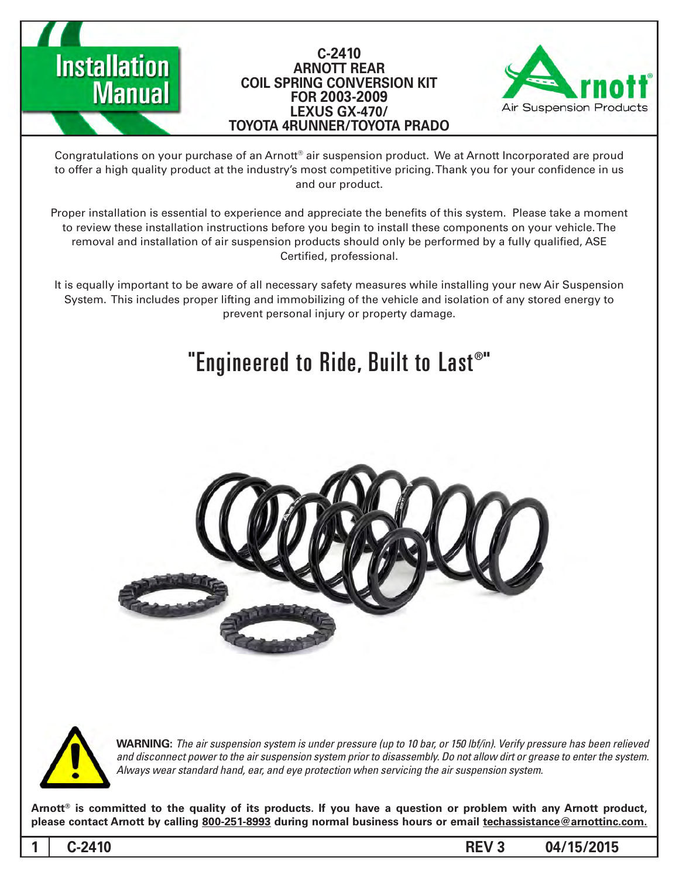# Installation Manual

## C-2410
## ARNOTT REAR
## COIL SPRING CONVERSION KIT
## FOR 2003-2009
## LEXUS GX-470/
## TOYOTA 4RUNNER/TOYOTA PRADO

Arnott® Air Suspension Products

Congratulations on your purchase of an Arnott® air suspension product. We at Arnott Incorporated are proud to offer a high quality product at the industry's most competitive pricing. Thank you for your confidence in us and our product.

Proper installation is essential to experience and appreciate the benefits of this system. Please take a moment to review these installation instructions before you begin to install these components on your vehicle. The removal and installation of air suspension products should only be performed by a fully qualified, ASE Certified, professional.

It is equally important to be aware of all necessary safety measures while installing your new Air Suspension System. This includes proper lifting and immobilizing of the vehicle and isolation of any stored energy to prevent personal injury or property damage.

## "Engineered to Ride, Built to Last®"

**WARNING:** *The air suspension system is under pressure (up to 10 bar, or 150 lbf/in). Verify pressure has been relieved and disconnect power to the air suspension system prior to disassembly. Do not allow dirt or grease to enter the system. Always wear standard hand, ear, and eye protection when servicing the air suspension system.*

**Arnott® is committed to the quality of its products. If you have a question or problem with any Arnott product, please contact Arnott by calling 800-251-8993 during normal business hours or email techassistance@arnottinc.com.**

C-2410 REV 3 04/15/2015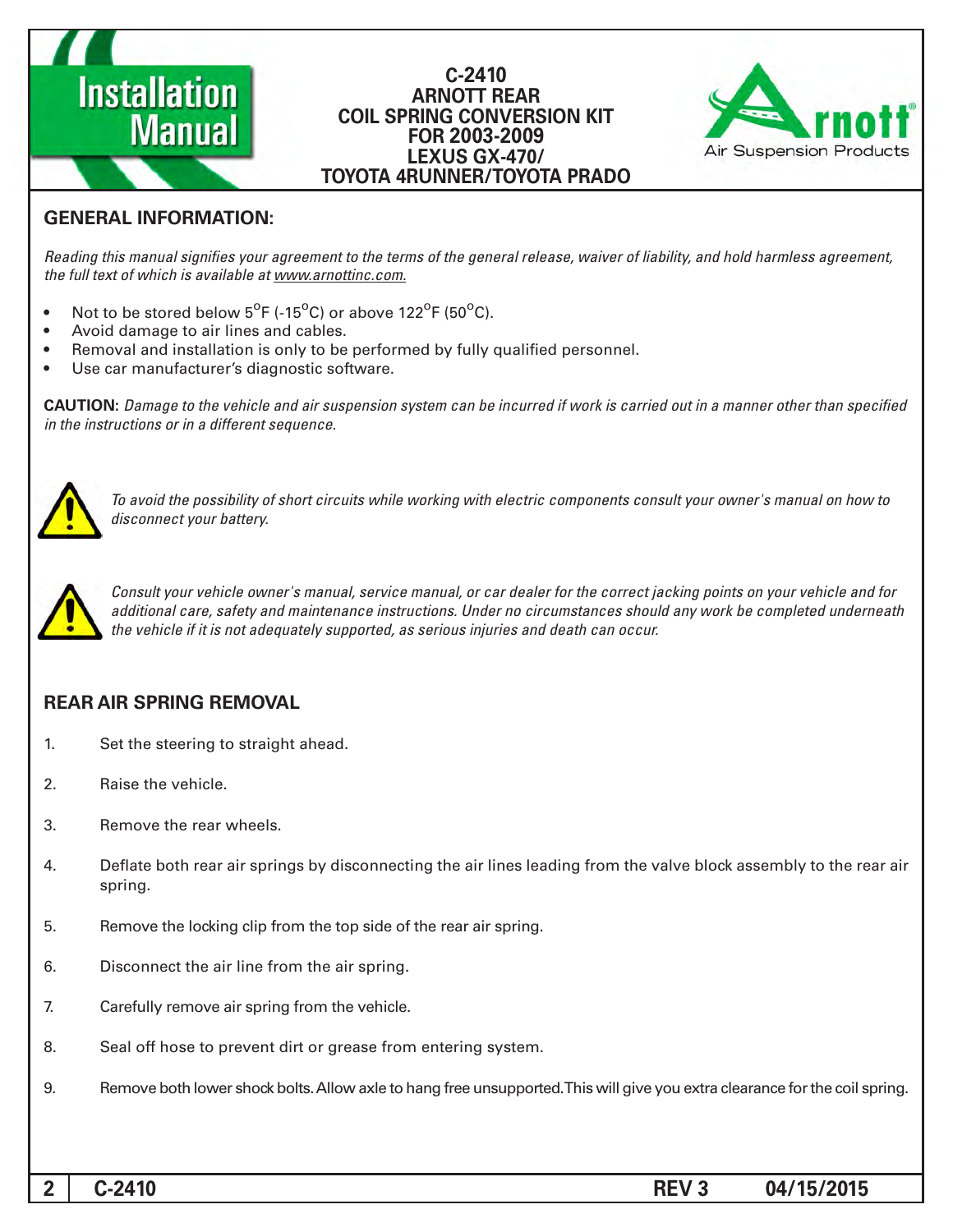# Installation Manual

**C-2410**
**ARNOTT REAR**
**COIL SPRING CONVERSION KIT**
**FOR 2003-2009**
**LEXUS GX-470/**
**TOYOTA 4RUNNER/TOYOTA PRADO**

Arnott Air Suspension Products

## GENERAL INFORMATION:

*Reading this manual signifies your agreement to the terms of the general release, waiver of liability, and hold harmless agreement, the full text of which is available at www.arnottinc.com.*

- Not to be stored below 5°F (-15°C) or above 122°F (50°C).
- Avoid damage to air lines and cables.
- Removal and installation is only to be performed by fully qualified personnel.
- Use car manufacturer's diagnostic software.

**CAUTION:** *Damage to the vehicle and air suspension system can be incurred if work is carried out in a manner other than specified in the instructions or in a different sequence.*

*To avoid the possibility of short circuits while working with electric components consult your owner's manual on how to disconnect your battery.*

*Consult your vehicle owner's manual, service manual, or car dealer for the correct jacking points on your vehicle and for additional care, safety and maintenance instructions. Under no circumstances should any work be completed underneath the vehicle if it is not adequately supported, as serious injuries and death can occur.*

## REAR AIR SPRING REMOVAL

1. Set the steering to straight ahead.
2. Raise the vehicle.
3. Remove the rear wheels.
4. Deflate both rear air springs by disconnecting the air lines leading from the valve block assembly to the rear air spring.
5. Remove the locking clip from the top side of the rear air spring.
6. Disconnect the air line from the air spring.
7. Carefully remove air spring from the vehicle.
8. Seal off hose to prevent dirt or grease from entering system.
9. Remove both lower shock bolts. Allow axle to hang free unsupported. This will give you extra clearance for the coil spring.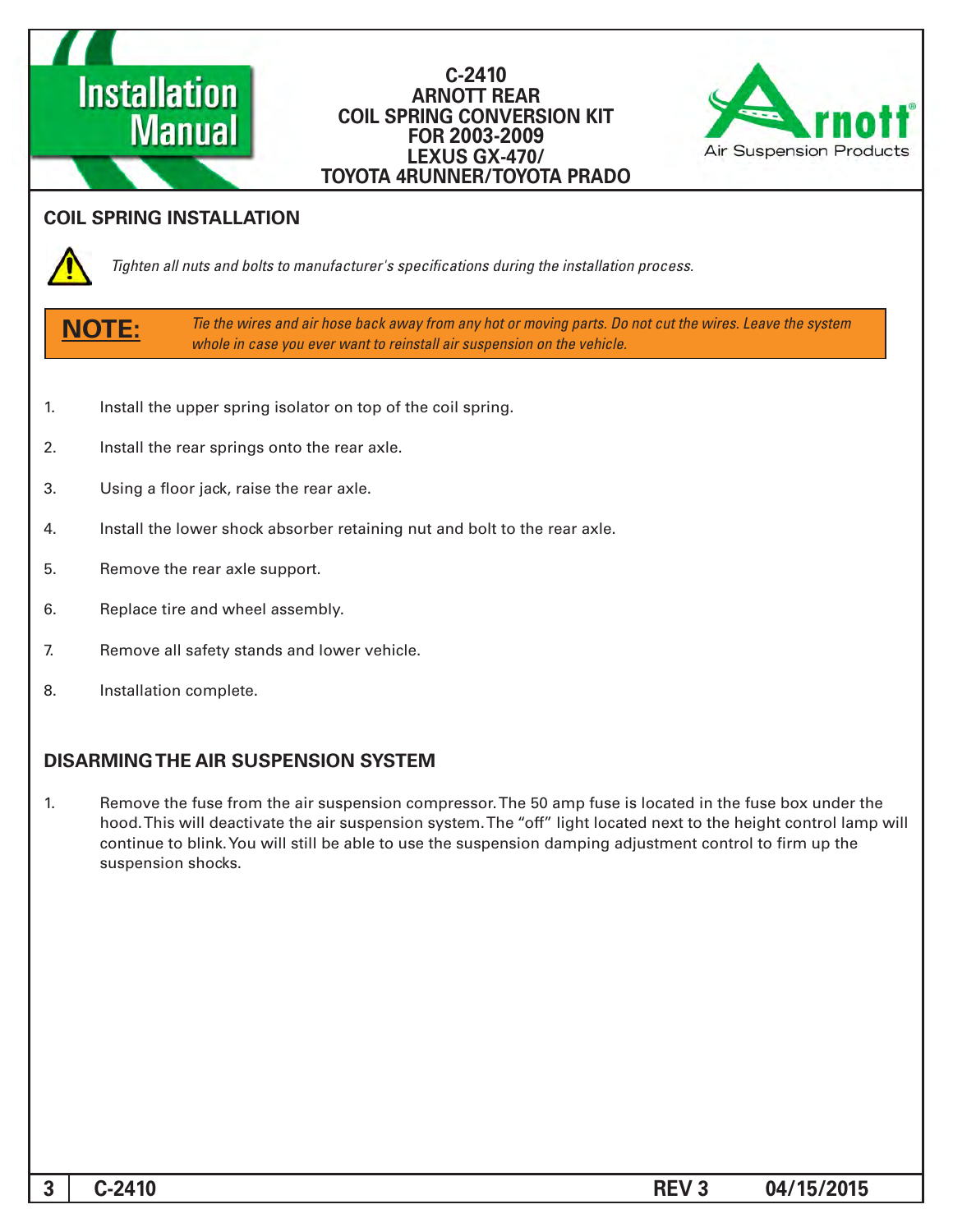# C-2410 ARNOTT REAR COIL SPRING CONVERSION KIT FOR 2003-2009 LEXUS GX-470/ TOYOTA 4RUNNER/TOYOTA PRADO

## COIL SPRING INSTALLATION

*Tighten all nuts and bolts to manufacturer's specifications during the installation process.*

**NOTE:** *Tie the wires and air hose back away from any hot or moving parts. Do not cut the wires. Leave the system whole in case you ever want to reinstall air suspension on the vehicle.*

1. Install the upper spring isolator on top of the coil spring.
2. Install the rear springs onto the rear axle.
3. Using a floor jack, raise the rear axle.
4. Install the lower shock absorber retaining nut and bolt to the rear axle.
5. Remove the rear axle support.
6. Replace tire and wheel assembly.
7. Remove all safety stands and lower vehicle.
8. Installation complete.

## DISARMING THE AIR SUSPENSION SYSTEM

1. Remove the fuse from the air suspension compressor. The 50 amp fuse is located in the fuse box under the hood. This will deactivate the air suspension system. The "off" light located next to the height control lamp will continue to blink. You will still be able to use the suspension damping adjustment control to firm up the suspension shocks.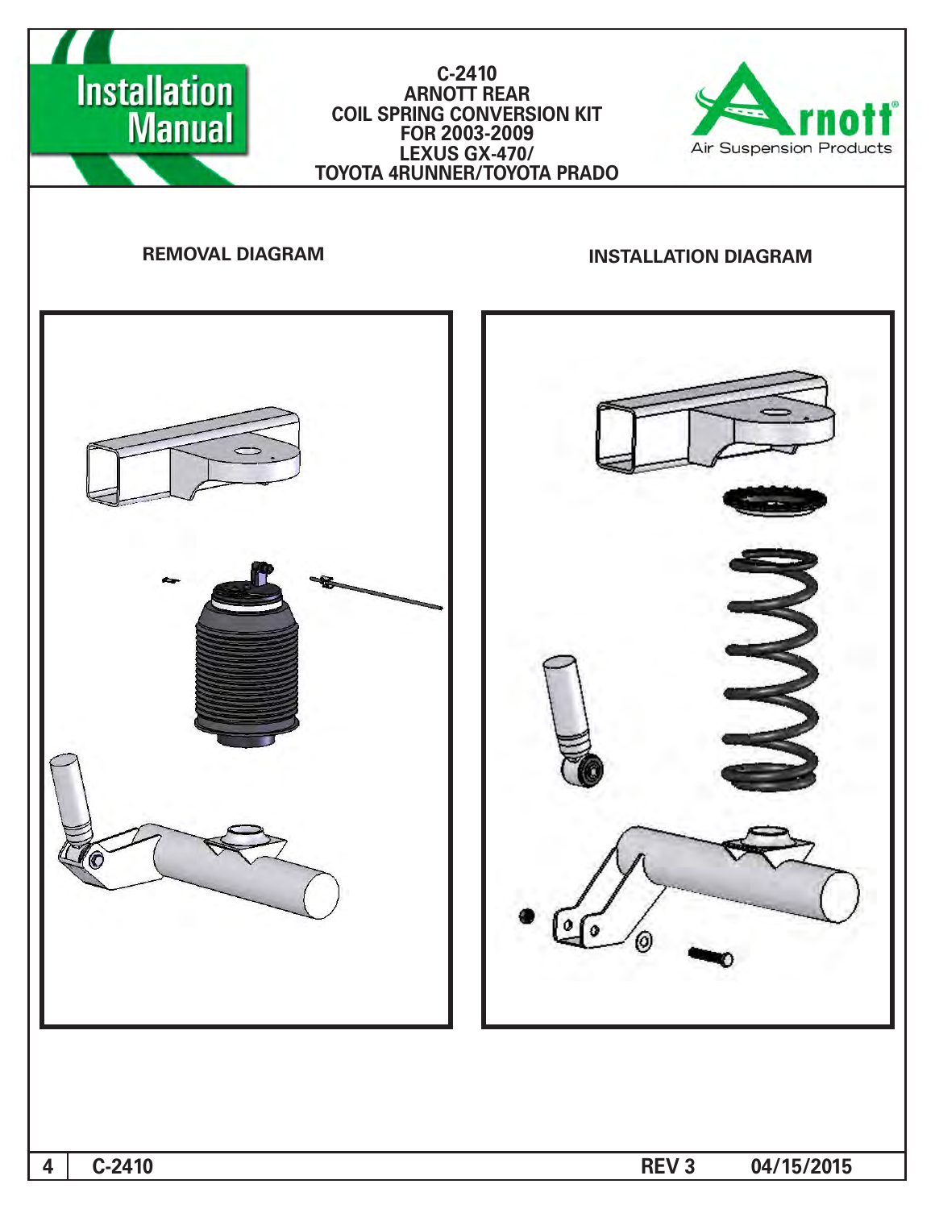# C-2410
# ARNOTT REAR COIL SPRING CONVERSION KIT FOR 2003-2009 LEXUS GX-470/ TOYOTA 4RUNNER/TOYOTA PRADO

**REMOVAL DIAGRAM**

**INSTALLATION DIAGRAM**